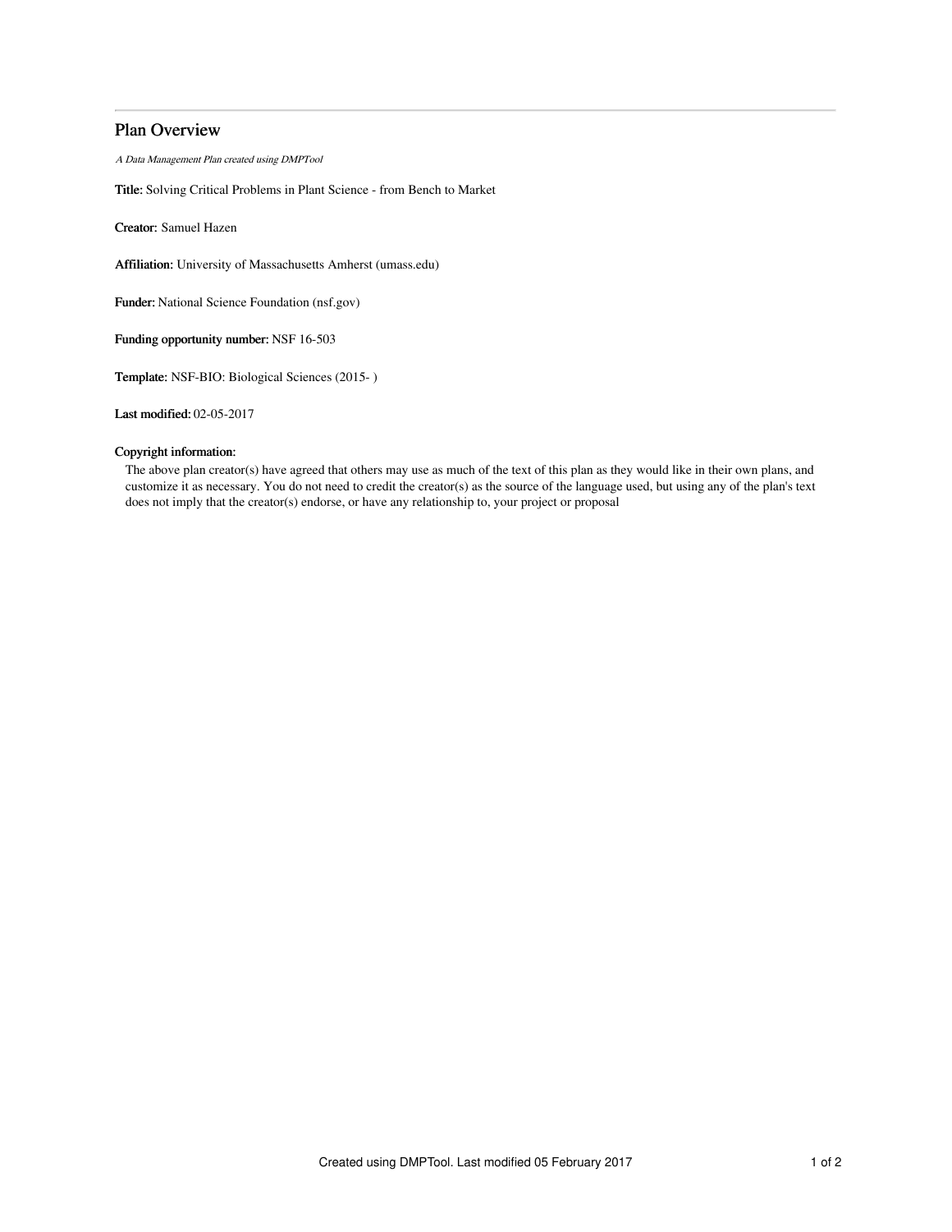# Plan Overview

*A Data Management Plan created using DMPTool*

**Title:** Solving Critical Problems in Plant Science - from Bench to Market

**Creator:** Samuel Hazen

**Affiliation:** University of Massachusetts Amherst (umass.edu)

**Funder:** National Science Foundation (nsf.gov)

**Funding opportunity number:** NSF 16-503

**Template:** NSF-BIO: Biological Sciences (2015- )

**Last modified:** 02-05-2017

**Copyright information:**

The above plan creator(s) have agreed that others may use as much of the text of this plan as they would like in their own plans, and customize it as necessary. You do not need to credit the creator(s) as the source of the language used, but using any of the plan's text does not imply that the creator(s) endorse, or have any relationship to, your project or proposal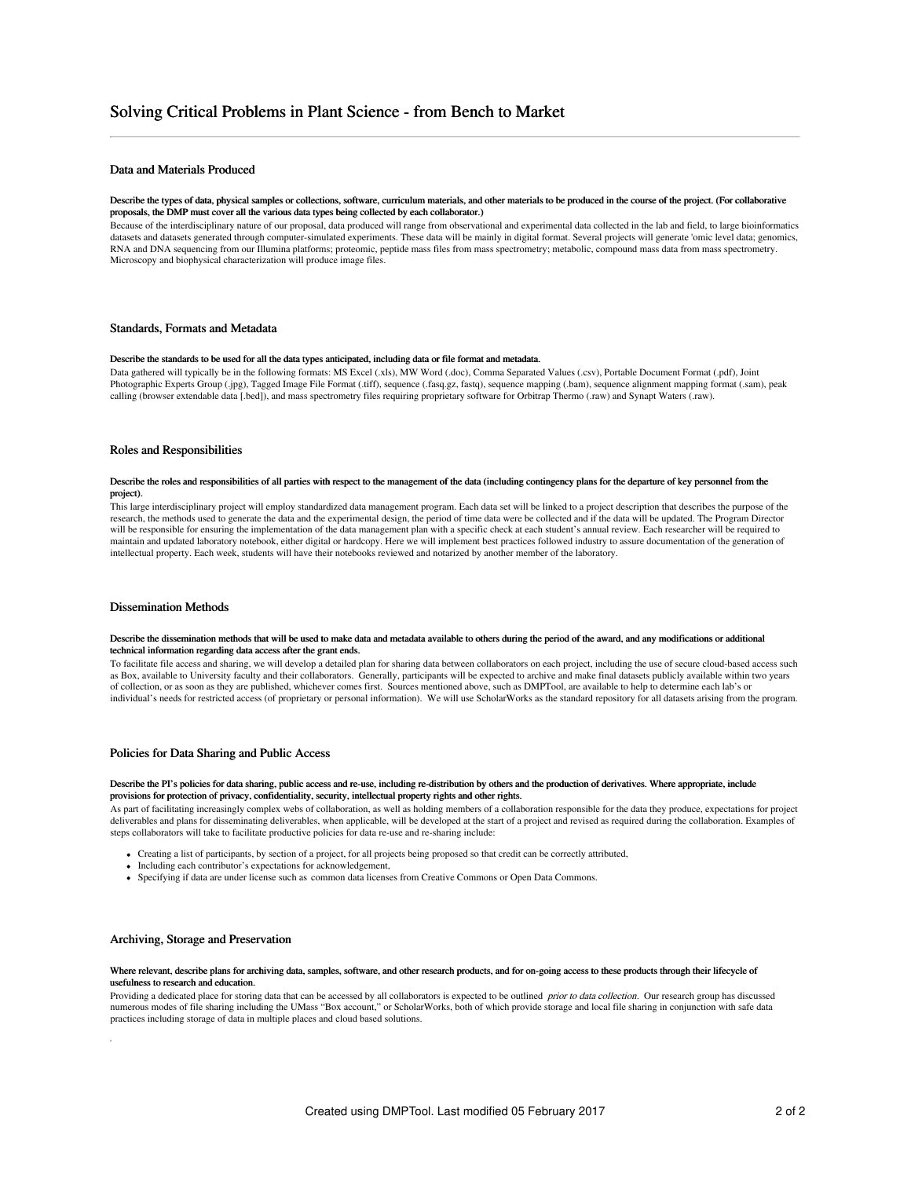# Solving Critical Problems in Plant Science - from Bench to Market

## Data and Materials Produced

**Describe the types of data, physical samples or collections, software, curriculum materials, and other materials to be produced in the course of the project. (For collaborative proposals, the DMP must cover all the various data types being collected by each collaborator.)**

Because of the interdisciplinary nature of our proposal, data produced will range from observational and experimental data collected in the lab and field, to large bioinformatics datasets and datasets generated through computer-simulated experiments. These data will be mainly in digital format. Several projects will generate 'omic level data; genomics, RNA and DNA sequencing from our Illumina platforms; proteomic, peptide mass files from mass spectrometry; metabolic, compound mass data from mass spectrometry. Microscopy and biophysical characterization will produce image files.

## Standards, Formats and Metadata

**Describe the standards to be used for all the data types anticipated, including data or file format and metadata.**

Data gathered will typically be in the following formats: MS Excel (.xls), MW Word (.doc), Comma Separated Values (.csv), Portable Document Format (.pdf), Joint Photographic Experts Group (.jpg), Tagged Image File Format (.tiff), sequence (.fasq.gz, fastq), sequence mapping (.bam), sequence alignment mapping format (.sam), peak calling (browser extendable data [.bed]), and mass spectrometry files requiring proprietary software for Orbitrap Thermo (.raw) and Synapt Waters (.raw).

## Roles and Responsibilities

**Describe the roles and responsibilities of all parties with respect to the management of the data (including contingency plans for the departure of key personnel from the project).**

This large interdisciplinary project will employ standardized data management program. Each data set will be linked to a project description that describes the purpose of the research, the methods used to generate the data and the experimental design, the period of time data were be collected and if the data will be updated. The Program Director will be responsible for ensuring the implementation of the data management plan with a specific check at each student's annual review. Each researcher will be required to maintain and updated laboratory notebook, either digital or hardcopy. Here we will implement best practices followed industry to assure documentation of the generation of intellectual property. Each week, students will have their notebooks reviewed and notarized by another member of the laboratory.

## Dissemination Methods

**Describe the dissemination methods that will be used to make data and metadata available to others during the period of the award, and any modifications or additional technical information regarding data access after the grant ends.**

To facilitate file access and sharing, we will develop a detailed plan for sharing data between collaborators on each project, including the use of secure cloud-based access such as Box, available to University faculty and their collaborators. Generally, participants will be expected to archive and make final datasets publicly available within two years of collection, or as soon as they are published, whichever comes first. Sources mentioned above, such as DMPTool, are available to help to determine each lab's or individual's needs for restricted access (of proprietary or personal information). We will use ScholarWorks as the standard repository for all datasets arising from the program.

## Policies for Data Sharing and Public Access

**Describe the PI's policies for data sharing, public access and re-use, including re-distribution by others and the production of derivatives. Where appropriate, include provisions for protection of privacy, confidentiality, security, intellectual property rights and other rights.**

As part of facilitating increasingly complex webs of collaboration, as well as holding members of a collaboration responsible for the data they produce, expectations for project deliverables and plans for disseminating deliverables, when applicable, will be developed at the start of a project and revised as required during the collaboration. Examples of steps collaborators will take to facilitate productive policies for data re-use and re-sharing include:

- Creating a list of participants, by section of a project, for all projects being proposed so that credit can be correctly attributed,
- Including each contributor's expectations for acknowledgement,
- Specifying if data are under license such as common data licenses from Creative Commons or Open Data Commons.

## Archiving, Storage and Preservation

**Where relevant, describe plans for archiving data, samples, software, and other research products, and for on-going access to these products through their lifecycle of usefulness to research and education.**

Providing a dedicated place for storing data that can be accessed by all collaborators is expected to be outlined *prior to data collection*. Our research group has discussed numerous modes of file sharing including the UMass "Box account," or ScholarWorks, both of which provide storage and local file sharing in conjunction with safe data practices including storage of data in multiple places and cloud based solutions.

Created using DMPTool. Last modified 05 February 2017